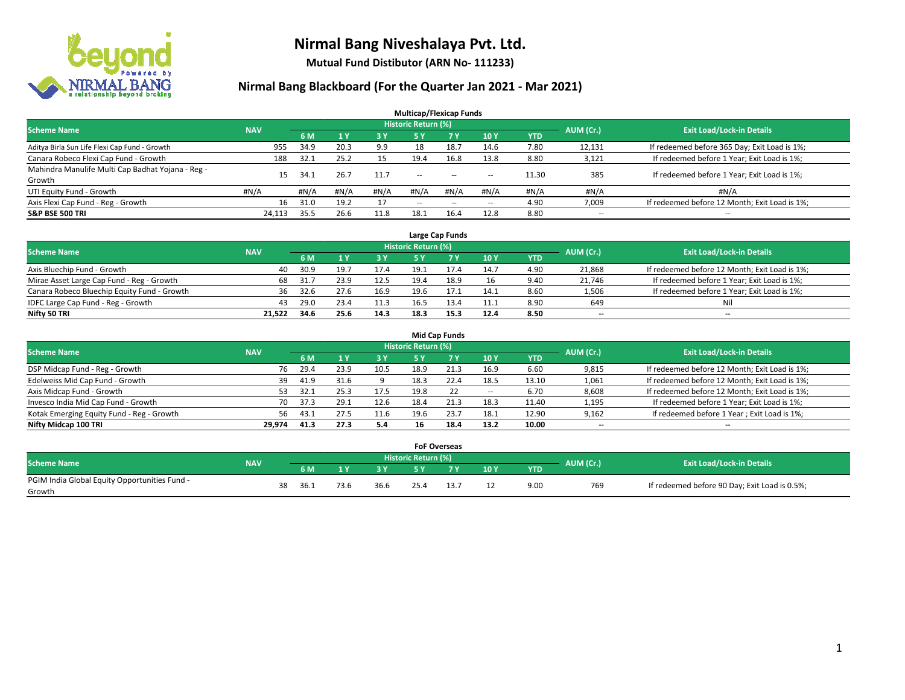# Nirmal Bang Niveshalaya Pvt. Ltd.

**Mutual Fund Distibutor (ARN No- 111233)**

## Nirmal Bang Blackboard (For the Quarter Jan 2021 - Mar 2021)

### Multicap/Flexicap Funds

| Scheme Name | NAV | Historic Return (%) | | | | | | | AUM (Cr.) | Exit Load/Lock-in Details |
|---|---|---|---|---|---|---|---|---|---|---|
| | | 6 M | 1 Y | 3 Y | 5 Y | 7 Y | 10 Y | YTD | | |
| Aditya Birla Sun Life Flexi Cap Fund - Growth | 955 | 34.9 | 20.3 | 9.9 | 18 | 18.7 | 14.6 | 7.80 | 12,131 | If redeemed before 365 Day; Exit Load is 1%; |
| Canara Robeco Flexi Cap Fund - Growth | 188 | 32.1 | 25.2 | 15 | 19.4 | 16.8 | 13.8 | 8.80 | 3,121 | If redeemed before 1 Year; Exit Load is 1%; |
| Mahindra Manulife Multi Cap Badhat Yojana - Reg - Growth | 15 | 34.1 | 26.7 | 11.7 | -- | -- | -- | 11.30 | 385 | If redeemed before 1 Year; Exit Load is 1%; |
| UTI Equity Fund - Growth | #N/A | #N/A | #N/A | #N/A | #N/A | #N/A | #N/A | #N/A | #N/A | #N/A |
| Axis Flexi Cap Fund - Reg - Growth | 16 | 31.0 | 19.2 | 17 | -- | -- | -- | 4.90 | 7,009 | If redeemed before 12 Month; Exit Load is 1%; |
| **S&P BSE 500 TRI** | 24,113 | 35.5 | 26.6 | 11.8 | 18.1 | 16.4 | 12.8 | 8.80 | -- | -- |

### Large Cap Funds

| Scheme Name | NAV | Historic Return (%) | | | | | | | AUM (Cr.) | Exit Load/Lock-in Details |
|---|---|---|---|---|---|---|---|---|---|---|
| | | 6 M | 1 Y | 3 Y | 5 Y | 7 Y | 10 Y | YTD | | |
| Axis Bluechip Fund - Growth | 40 | 30.9 | 19.7 | 17.4 | 19.1 | 17.4 | 14.7 | 4.90 | 21,868 | If redeemed before 12 Month; Exit Load is 1%; |
| Mirae Asset Large Cap Fund - Reg - Growth | 68 | 31.7 | 23.9 | 12.5 | 19.4 | 18.9 | 16 | 9.40 | 21,746 | If redeemed before 1 Year; Exit Load is 1%; |
| Canara Robeco Bluechip Equity Fund - Growth | 36 | 32.6 | 27.6 | 16.9 | 19.6 | 17.1 | 14.1 | 8.60 | 1,506 | If redeemed before 1 Year; Exit Load is 1%; |
| IDFC Large Cap Fund - Reg - Growth | 43 | 29.0 | 23.4 | 11.3 | 16.5 | 13.4 | 11.1 | 8.90 | 649 | Nil |
| **Nifty 50 TRI** | **21,522** | **34.6** | **25.6** | **14.3** | **18.3** | **15.3** | **12.4** | **8.50** | **--** | **--** |

### Mid Cap Funds

| Scheme Name | NAV | Historic Return (%) | | | | | | | AUM (Cr.) | Exit Load/Lock-in Details |
|---|---|---|---|---|---|---|---|---|---|---|
| | | 6 M | 1 Y | 3 Y | 5 Y | 7 Y | 10 Y | YTD | | |
| DSP Midcap Fund - Reg - Growth | 76 | 29.4 | 23.9 | 10.5 | 18.9 | 21.3 | 16.9 | 6.60 | 9,815 | If redeemed before 12 Month; Exit Load is 1%; |
| Edelweiss Mid Cap Fund - Growth | 39 | 41.9 | 31.6 | 9 | 18.3 | 22.4 | 18.5 | 13.10 | 1,061 | If redeemed before 12 Month; Exit Load is 1%; |
| Axis Midcap Fund - Growth | 53 | 32.1 | 25.3 | 17.5 | 19.8 | 22 | -- | 6.70 | 8,608 | If redeemed before 12 Month; Exit Load is 1%; |
| Invesco India Mid Cap Fund - Growth | 70 | 37.3 | 29.1 | 12.6 | 18.4 | 21.3 | 18.3 | 11.40 | 1,195 | If redeemed before 1 Year; Exit Load is 1%; |
| Kotak Emerging Equity Fund - Reg - Growth | 56 | 43.1 | 27.5 | 11.6 | 19.6 | 23.7 | 18.1 | 12.90 | 9,162 | If redeemed before 1 Year ; Exit Load is 1%; |
| **Nifty Midcap 100 TRI** | **29,974** | **41.3** | **27.3** | **5.4** | **16** | **18.4** | **13.2** | **10.00** | **--** | **--** |

### FoF Overseas

| Scheme Name | NAV | Historic Return (%) | | | | | | | AUM (Cr.) | Exit Load/Lock-in Details |
|---|---|---|---|---|---|---|---|---|---|---|
| | | 6 M | 1 Y | 3 Y | 5 Y | 7 Y | 10 Y | YTD | | |
| PGIM India Global Equity Opportunities Fund - Growth | 38 | 36.1 | 73.6 | 36.6 | 25.4 | 13.7 | 12 | 9.00 | 769 | If redeemed before 90 Day; Exit Load is 0.5%; |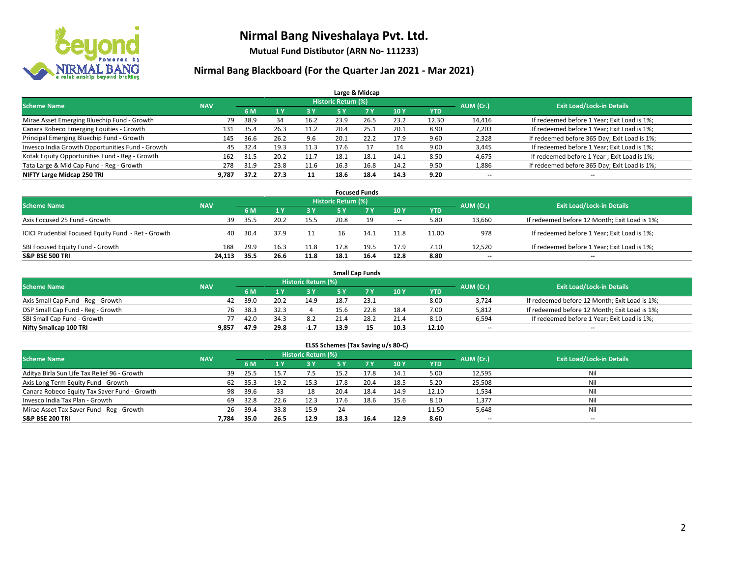# Nirmal Bang Niveshalaya Pvt. Ltd.

**Mutual Fund Distibutor (ARN No- 111233)**

## Nirmal Bang Blackboard (For the Quarter Jan 2021 - Mar 2021)

### Large & Midcap

| Scheme Name | NAV | Historic Return (%) | | | | | | | AUM (Cr.) | Exit Load/Lock-in Details |
|---|---|---|---|---|---|---|---|---|---|---|
| | | 6 M | 1 Y | 3 Y | 5 Y | 7 Y | 10 Y | YTD | | |
| Mirae Asset Emerging Bluechip Fund - Growth | 79 | 38.9 | 34 | 16.2 | 23.9 | 26.5 | 23.2 | 12.30 | 14,416 | If redeemed before 1 Year; Exit Load is 1%; |
| Canara Robeco Emerging Equities - Growth | 131 | 35.4 | 26.3 | 11.2 | 20.4 | 25.1 | 20.1 | 8.90 | 7,203 | If redeemed before 1 Year; Exit Load is 1%; |
| Principal Emerging Bluechip Fund - Growth | 145 | 36.6 | 26.2 | 9.6 | 20.1 | 22.2 | 17.9 | 9.60 | 2,328 | If redeemed before 365 Day; Exit Load is 1%; |
| Invesco India Growth Opportunities Fund - Growth | 45 | 32.4 | 19.3 | 11.3 | 17.6 | 17 | 14 | 9.00 | 3,445 | If redeemed before 1 Year; Exit Load is 1%; |
| Kotak Equity Opportunities Fund - Reg - Growth | 162 | 31.5 | 20.2 | 11.7 | 18.1 | 18.1 | 14.1 | 8.50 | 4,675 | If redeemed before 1 Year ; Exit Load is 1%; |
| Tata Large & Mid Cap Fund - Reg - Growth | 278 | 31.9 | 23.8 | 11.6 | 16.3 | 16.8 | 14.2 | 9.50 | 1,886 | If redeemed before 365 Day; Exit Load is 1%; |
| **NIFTY Large Midcap 250 TRI** | **9,787** | **37.2** | **27.3** | **11** | **18.6** | **18.4** | **14.3** | **9.20** | -- | -- |

### Focused Funds

| Scheme Name | NAV | Historic Return (%) | | | | | | | AUM (Cr.) | Exit Load/Lock-in Details |
|---|---|---|---|---|---|---|---|---|---|---|
| | | 6 M | 1 Y | 3 Y | 5 Y | 7 Y | 10 Y | YTD | | |
| Axis Focused 25 Fund - Growth | 39 | 35.5 | 20.2 | 15.5 | 20.8 | 19 | -- | 5.80 | 13,660 | If redeemed before 12 Month; Exit Load is 1%; |
| ICICI Prudential Focused Equity Fund - Ret - Growth | 40 | 30.4 | 37.9 | 11 | 16 | 14.1 | 11.8 | 11.00 | 978 | If redeemed before 1 Year; Exit Load is 1%; |
| SBI Focused Equity Fund - Growth | 188 | 29.9 | 16.3 | 11.8 | 17.8 | 19.5 | 17.9 | 7.10 | 12,520 | If redeemed before 1 Year; Exit Load is 1%; |
| **S&P BSE 500 TRI** | **24,113** | **35.5** | **26.6** | **11.8** | **18.1** | **16.4** | **12.8** | **8.80** | -- | -- |

### Small Cap Funds

| Scheme Name | NAV | Historic Return (%) | | | | | | | AUM (Cr.) | Exit Load/Lock-in Details |
|---|---|---|---|---|---|---|---|---|---|---|
| | | 6 M | 1 Y | 3 Y | 5 Y | 7 Y | 10 Y | YTD | | |
| Axis Small Cap Fund - Reg - Growth | 42 | 39.0 | 20.2 | 14.9 | 18.7 | 23.1 | -- | 8.00 | 3,724 | If redeemed before 12 Month; Exit Load is 1%; |
| DSP Small Cap Fund - Reg - Growth | 76 | 38.3 | 32.3 | 4 | 15.6 | 22.8 | 18.4 | 7.00 | 5,812 | If redeemed before 12 Month; Exit Load is 1%; |
| SBI Small Cap Fund - Growth | 77 | 42.0 | 34.3 | 8.2 | 21.4 | 28.2 | 21.4 | 8.10 | 6,594 | If redeemed before 1 Year; Exit Load is 1%; |
| **Nifty Smallcap 100 TRI** | **9,857** | **47.9** | **29.8** | **-1.7** | **13.9** | **15** | **10.3** | **12.10** | -- | -- |

### ELSS Schemes (Tax Saving u/s 80-C)

| Scheme Name | NAV | Historic Return (%) | | | | | | | AUM (Cr.) | Exit Load/Lock-in Details |
|---|---|---|---|---|---|---|---|---|---|---|
| | | 6 M | 1 Y | 3 Y | 5 Y | 7 Y | 10 Y | YTD | | |
| Aditya Birla Sun Life Tax Relief 96 - Growth | 39 | 25.5 | 15.7 | 7.5 | 15.2 | 17.8 | 14.1 | 5.00 | 12,595 | Nil |
| Axis Long Term Equity Fund - Growth | 62 | 35.3 | 19.2 | 15.3 | 17.8 | 20.4 | 18.5 | 5.20 | 25,508 | Nil |
| Canara Robeco Equity Tax Saver Fund - Growth | 98 | 39.6 | 33 | 18 | 20.4 | 18.4 | 14.9 | 12.10 | 1,534 | Nil |
| Invesco India Tax Plan - Growth | 69 | 32.8 | 22.6 | 12.3 | 17.6 | 18.6 | 15.6 | 8.10 | 1,377 | Nil |
| Mirae Asset Tax Saver Fund - Reg - Growth | 26 | 39.4 | 33.8 | 15.9 | 24 | -- | -- | 11.50 | 5,648 | Nil |
| **S&P BSE 200 TRI** | **7,784** | **35.0** | **26.5** | **12.9** | **18.3** | **16.4** | **12.9** | **8.60** | -- | -- |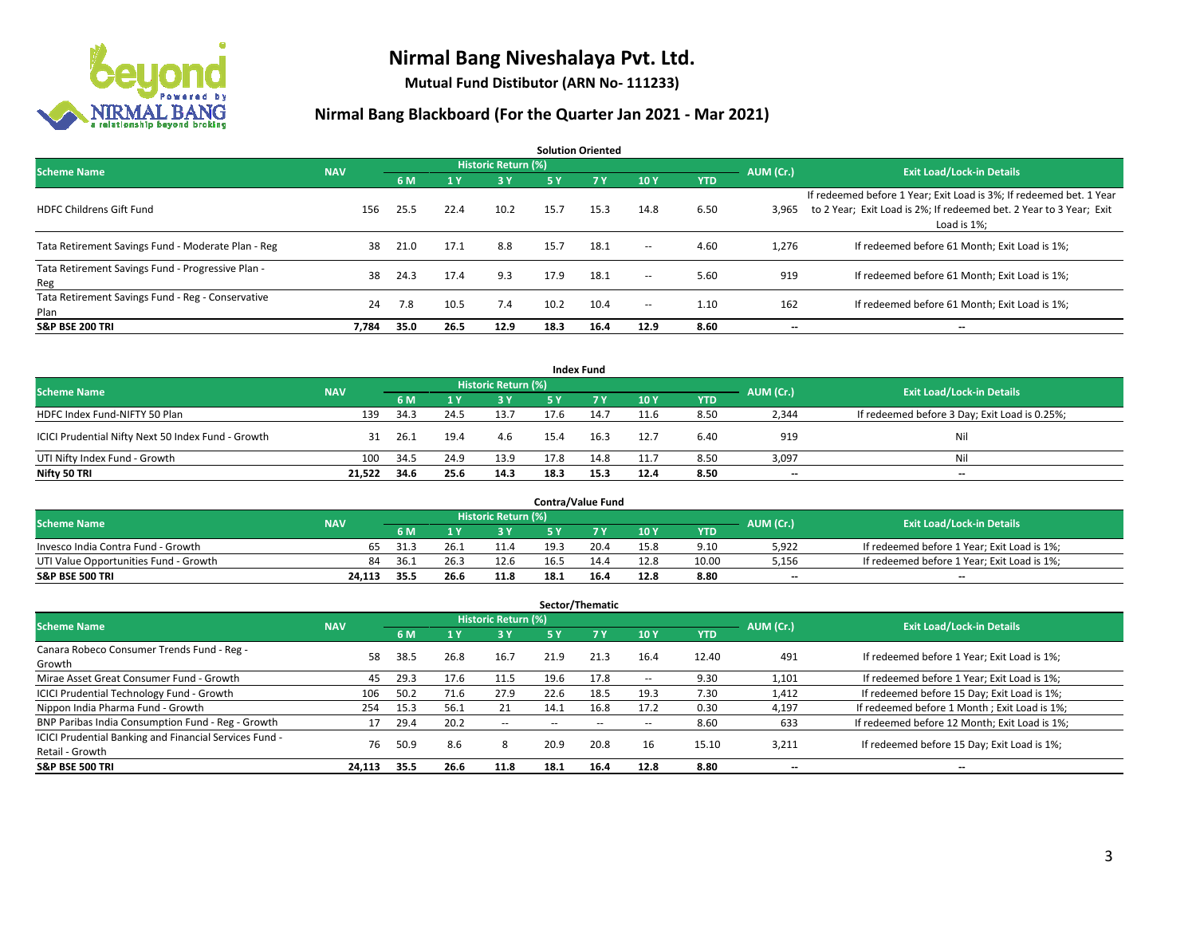# Nirmal Bang Niveshalaya Pvt. Ltd.

**Mutual Fund Distibutor (ARN No- 111233)**

## Nirmal Bang Blackboard (For the Quarter Jan 2021 - Mar 2021)

### Solution Oriented

| Scheme Name | NAV | Historic Return (%) | | | | | | | AUM (Cr.) | Exit Load/Lock-in Details |
|---|---|---|---|---|---|---|---|---|---|---|
| | | 6 M | 1 Y | 3 Y | 5 Y | 7 Y | 10 Y | YTD | | |
| HDFC Childrens Gift Fund | 156 | 25.5 | 22.4 | 10.2 | 15.7 | 15.3 | 14.8 | 6.50 | 3,965 | If redeemed before 1 Year; Exit Load is 3%; If redeemed bet. 1 Year to 2 Year; Exit Load is 2%; If redeemed bet. 2 Year to 3 Year; Exit Load is 1%; |
| Tata Retirement Savings Fund - Moderate Plan - Reg | 38 | 21.0 | 17.1 | 8.8 | 15.7 | 18.1 | -- | 4.60 | 1,276 | If redeemed before 61 Month; Exit Load is 1%; |
| Tata Retirement Savings Fund - Progressive Plan - Reg | 38 | 24.3 | 17.4 | 9.3 | 17.9 | 18.1 | -- | 5.60 | 919 | If redeemed before 61 Month; Exit Load is 1%; |
| Tata Retirement Savings Fund - Reg - Conservative Plan | 24 | 7.8 | 10.5 | 7.4 | 10.2 | 10.4 | -- | 1.10 | 162 | If redeemed before 61 Month; Exit Load is 1%; |
| **S&P BSE 200 TRI** | **7,784** | **35.0** | **26.5** | **12.9** | **18.3** | **16.4** | **12.9** | **8.60** | **--** | **--** |

### Index Fund

| Scheme Name | NAV | Historic Return (%) | | | | | | | AUM (Cr.) | Exit Load/Lock-in Details |
|---|---|---|---|---|---|---|---|---|---|---|
| | | 6 M | 1 Y | 3 Y | 5 Y | 7 Y | 10 Y | YTD | | |
| HDFC Index Fund-NIFTY 50 Plan | 139 | 34.3 | 24.5 | 13.7 | 17.6 | 14.7 | 11.6 | 8.50 | 2,344 | If redeemed before 3 Day; Exit Load is 0.25%; |
| ICICI Prudential Nifty Next 50 Index Fund - Growth | 31 | 26.1 | 19.4 | 4.6 | 15.4 | 16.3 | 12.7 | 6.40 | 919 | Nil |
| UTI Nifty Index Fund - Growth | 100 | 34.5 | 24.9 | 13.9 | 17.8 | 14.8 | 11.7 | 8.50 | 3,097 | Nil |
| **Nifty 50 TRI** | **21,522** | **34.6** | **25.6** | **14.3** | **18.3** | **15.3** | **12.4** | **8.50** | **--** | **--** |

### Contra/Value Fund

| Scheme Name | NAV | Historic Return (%) | | | | | | | AUM (Cr.) | Exit Load/Lock-in Details |
|---|---|---|---|---|---|---|---|---|---|---|
| | | 6 M | 1 Y | 3 Y | 5 Y | 7 Y | 10 Y | YTD | | |
| Invesco India Contra Fund - Growth | 65 | 31.3 | 26.1 | 11.4 | 19.3 | 20.4 | 15.8 | 9.10 | 5,922 | If redeemed before 1 Year; Exit Load is 1%; |
| UTI Value Opportunities Fund - Growth | 84 | 36.1 | 26.3 | 12.6 | 16.5 | 14.4 | 12.8 | 10.00 | 5,156 | If redeemed before 1 Year; Exit Load is 1%; |
| **S&P BSE 500 TRI** | **24,113** | **35.5** | **26.6** | **11.8** | **18.1** | **16.4** | **12.8** | **8.80** | **--** | **--** |

### Sector/Thematic

| Scheme Name | NAV | Historic Return (%) | | | | | | | AUM (Cr.) | Exit Load/Lock-in Details |
|---|---|---|---|---|---|---|---|---|---|---|
| | | 6 M | 1 Y | 3 Y | 5 Y | 7 Y | 10 Y | YTD | | |
| Canara Robeco Consumer Trends Fund - Reg - Growth | 58 | 38.5 | 26.8 | 16.7 | 21.9 | 21.3 | 16.4 | 12.40 | 491 | If redeemed before 1 Year; Exit Load is 1%; |
| Mirae Asset Great Consumer Fund - Growth | 45 | 29.3 | 17.6 | 11.5 | 19.6 | 17.8 | -- | 9.30 | 1,101 | If redeemed before 1 Year; Exit Load is 1%; |
| ICICI Prudential Technology Fund - Growth | 106 | 50.2 | 71.6 | 27.9 | 22.6 | 18.5 | 19.3 | 7.30 | 1,412 | If redeemed before 15 Day; Exit Load is 1%; |
| Nippon India Pharma Fund - Growth | 254 | 15.3 | 56.1 | 21 | 14.1 | 16.8 | 17.2 | 0.30 | 4,197 | If redeemed before 1 Month ; Exit Load is 1%; |
| BNP Paribas India Consumption Fund - Reg - Growth | 17 | 29.4 | 20.2 | -- | -- | -- | -- | 8.60 | 633 | If redeemed before 12 Month; Exit Load is 1%; |
| ICICI Prudential Banking and Financial Services Fund - Retail - Growth | 76 | 50.9 | 8.6 | 8 | 20.9 | 20.8 | 16 | 15.10 | 3,211 | If redeemed before 15 Day; Exit Load is 1%; |
| **S&P BSE 500 TRI** | **24,113** | **35.5** | **26.6** | **11.8** | **18.1** | **16.4** | **12.8** | **8.80** | **--** | **--** |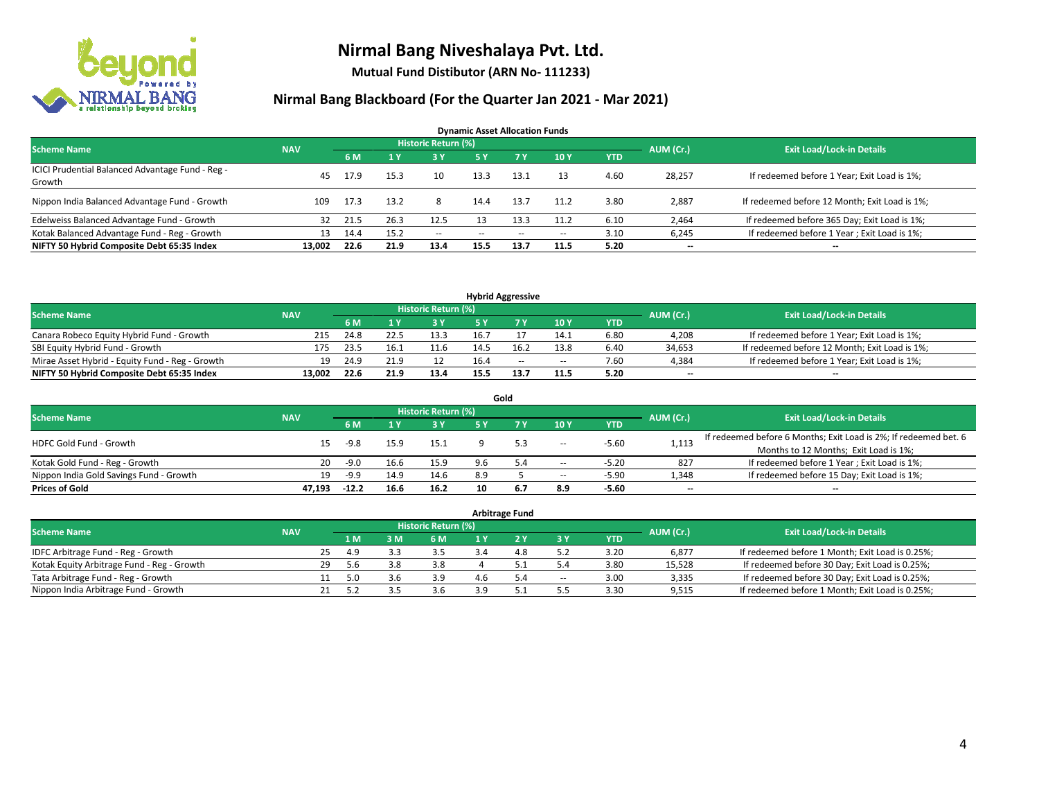# Nirmal Bang Niveshalaya Pvt. Ltd.

**Mutual Fund Distibutor (ARN No- 111233)**

## Nirmal Bang Blackboard (For the Quarter Jan 2021 - Mar 2021)

### Dynamic Asset Allocation Funds

| Scheme Name | NAV | Historic Return (%) | | | | | | | AUM (Cr.) | Exit Load/Lock-in Details |
|---|---|---|---|---|---|---|---|---|---|---|
| | | 6 M | 1 Y | 3 Y | 5 Y | 7 Y | 10 Y | YTD | | |
| ICICI Prudential Balanced Advantage Fund - Reg - Growth | 45 | 17.9 | 15.3 | 10 | 13.3 | 13.1 | 13 | 4.60 | 28,257 | If redeemed before 1 Year; Exit Load is 1%; |
| Nippon India Balanced Advantage Fund - Growth | 109 | 17.3 | 13.2 | 8 | 14.4 | 13.7 | 11.2 | 3.80 | 2,887 | If redeemed before 12 Month; Exit Load is 1%; |
| Edelweiss Balanced Advantage Fund - Growth | 32 | 21.5 | 26.3 | 12.5 | 13 | 13.3 | 11.2 | 6.10 | 2,464 | If redeemed before 365 Day; Exit Load is 1%; |
| Kotak Balanced Advantage Fund - Reg - Growth | 13 | 14.4 | 15.2 | -- | -- | -- | -- | 3.10 | 6,245 | If redeemed before 1 Year ; Exit Load is 1%; |
| **NIFTY 50 Hybrid Composite Debt 65:35 Index** | **13,002** | **22.6** | **21.9** | **13.4** | **15.5** | **13.7** | **11.5** | **5.20** | **--** | **--** |

### Hybrid Aggressive

| Scheme Name | NAV | Historic Return (%) | | | | | | | AUM (Cr.) | Exit Load/Lock-in Details |
|---|---|---|---|---|---|---|---|---|---|---|
| | | 6 M | 1 Y | 3 Y | 5 Y | 7 Y | 10 Y | YTD | | |
| Canara Robeco Equity Hybrid Fund - Growth | 215 | 24.8 | 22.5 | 13.3 | 16.7 | 17 | 14.1 | 6.80 | 4,208 | If redeemed before 1 Year; Exit Load is 1%; |
| SBI Equity Hybrid Fund - Growth | 175 | 23.5 | 16.1 | 11.6 | 14.5 | 16.2 | 13.8 | 6.40 | 34,653 | If redeemed before 12 Month; Exit Load is 1%; |
| Mirae Asset Hybrid - Equity Fund - Reg - Growth | 19 | 24.9 | 21.9 | 12 | 16.4 | -- | -- | 7.60 | 4,384 | If redeemed before 1 Year; Exit Load is 1%; |
| **NIFTY 50 Hybrid Composite Debt 65:35 Index** | **13,002** | **22.6** | **21.9** | **13.4** | **15.5** | **13.7** | **11.5** | **5.20** | **--** | **--** |

### Gold

| Scheme Name | NAV | Historic Return (%) | | | | | | | AUM (Cr.) | Exit Load/Lock-in Details |
|---|---|---|---|---|---|---|---|---|---|---|
| | | 6 M | 1 Y | 3 Y | 5 Y | 7 Y | 10 Y | YTD | | |
| HDFC Gold Fund - Growth | 15 | -9.8 | 15.9 | 15.1 | 9 | 5.3 | -- | -5.60 | 1,113 | If redeemed before 6 Months; Exit Load is 2%; If redeemed bet. 6 Months to 12 Months; Exit Load is 1%; |
| Kotak Gold Fund - Reg - Growth | 20 | -9.0 | 16.6 | 15.9 | 9.6 | 5.4 | -- | -5.20 | 827 | If redeemed before 1 Year ; Exit Load is 1%; |
| Nippon India Gold Savings Fund - Growth | 19 | -9.9 | 14.9 | 14.6 | 8.9 | 5 | -- | -5.90 | 1,348 | If redeemed before 15 Day; Exit Load is 1%; |
| **Prices of Gold** | **47,193** | **-12.2** | **16.6** | **16.2** | **10** | **6.7** | **8.9** | **-5.60** | **--** | **--** |

### Arbitrage Fund

| Scheme Name | NAV | Historic Return (%) | | | | | | | AUM (Cr.) | Exit Load/Lock-in Details |
|---|---|---|---|---|---|---|---|---|---|---|
| | | 1 M | 3 M | 6 M | 1 Y | 2 Y | 3 Y | YTD | | |
| IDFC Arbitrage Fund - Reg - Growth | 25 | 4.9 | 3.3 | 3.5 | 3.4 | 4.8 | 5.2 | 3.20 | 6,877 | If redeemed before 1 Month; Exit Load is 0.25%; |
| Kotak Equity Arbitrage Fund - Reg - Growth | 29 | 5.6 | 3.8 | 3.8 | 4 | 5.1 | 5.4 | 3.80 | 15,528 | If redeemed before 30 Day; Exit Load is 0.25%; |
| Tata Arbitrage Fund - Reg - Growth | 11 | 5.0 | 3.6 | 3.9 | 4.6 | 5.4 | -- | 3.00 | 3,335 | If redeemed before 30 Day; Exit Load is 0.25%; |
| Nippon India Arbitrage Fund - Growth | 21 | 5.2 | 3.5 | 3.6 | 3.9 | 5.1 | 5.5 | 3.30 | 9,515 | If redeemed before 1 Month; Exit Load is 0.25%; |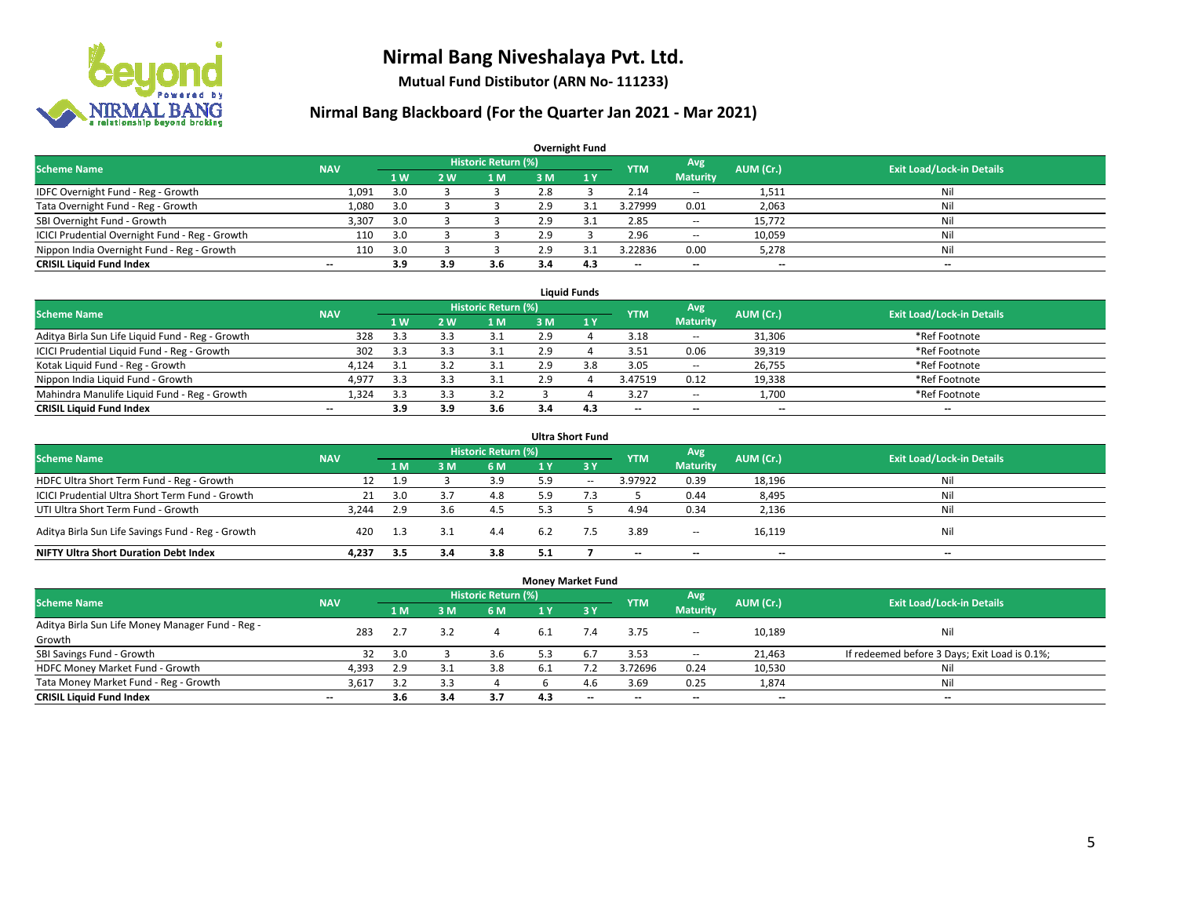# Nirmal Bang Niveshalaya Pvt. Ltd.

**Mutual Fund Distibutor (ARN No- 111233)**

## Nirmal Bang Blackboard (For the Quarter Jan 2021 - Mar 2021)

### Overnight Fund

| Scheme Name | NAV | Historic Return (%) | | | | | YTM | Avg Maturity | AUM (Cr.) | Exit Load/Lock-in Details |
|---|---|---|---|---|---|---|---|---|---|---|
| | | 1 W | 2 W | 1 M | 3 M | 1 Y | | | | |
| IDFC Overnight Fund - Reg - Growth | 1,091 | 3.0 | 3 | 3 | 2.8 | 3 | 2.14 | -- | 1,511 | Nil |
| Tata Overnight Fund - Reg - Growth | 1,080 | 3.0 | 3 | 3 | 2.9 | 3.1 | 3.27999 | 0.01 | 2,063 | Nil |
| SBI Overnight Fund - Growth | 3,307 | 3.0 | 3 | 3 | 2.9 | 3.1 | 2.85 | -- | 15,772 | Nil |
| ICICI Prudential Overnight Fund - Reg - Growth | 110 | 3.0 | 3 | 3 | 2.9 | 3 | 2.96 | -- | 10,059 | Nil |
| Nippon India Overnight Fund - Reg - Growth | 110 | 3.0 | 3 | 3 | 2.9 | 3.1 | 3.22836 | 0.00 | 5,278 | Nil |
| **CRISIL Liquid Fund Index** | **--** | **3.9** | **3.9** | **3.6** | **3.4** | **4.3** | **--** | **--** | **--** | **--** |

### Liquid Funds

| Scheme Name | NAV | Historic Return (%) | | | | | YTM | Avg Maturity | AUM (Cr.) | Exit Load/Lock-in Details |
|---|---|---|---|---|---|---|---|---|---|---|
| | | 1 W | 2 W | 1 M | 3 M | 1 Y | | | | |
| Aditya Birla Sun Life Liquid Fund - Reg - Growth | 328 | 3.3 | 3.3 | 3.1 | 2.9 | 4 | 3.18 | -- | 31,306 | *Ref Footnote |
| ICICI Prudential Liquid Fund - Reg - Growth | 302 | 3.3 | 3.3 | 3.1 | 2.9 | 4 | 3.51 | 0.06 | 39,319 | *Ref Footnote |
| Kotak Liquid Fund - Reg - Growth | 4,124 | 3.1 | 3.2 | 3.1 | 2.9 | 3.8 | 3.05 | -- | 26,755 | *Ref Footnote |
| Nippon India Liquid Fund - Growth | 4,977 | 3.3 | 3.3 | 3.1 | 2.9 | 4 | 3.47519 | 0.12 | 19,338 | *Ref Footnote |
| Mahindra Manulife Liquid Fund - Reg - Growth | 1,324 | 3.3 | 3.3 | 3.2 | 3 | 4 | 3.27 | -- | 1,700 | *Ref Footnote |
| **CRISIL Liquid Fund Index** | **--** | **3.9** | **3.9** | **3.6** | **3.4** | **4.3** | **--** | **--** | **--** | **--** |

### Ultra Short Fund

| Scheme Name | NAV | Historic Return (%) | | | | | YTM | Avg Maturity | AUM (Cr.) | Exit Load/Lock-in Details |
|---|---|---|---|---|---|---|---|---|---|---|
| | | 1 M | 3 M | 6 M | 1 Y | 3 Y | | | | |
| HDFC Ultra Short Term Fund - Reg - Growth | 12 | 1.9 | 3 | 3.9 | 5.9 | -- | 3.97922 | 0.39 | 18,196 | Nil |
| ICICI Prudential Ultra Short Term Fund - Growth | 21 | 3.0 | 3.7 | 4.8 | 5.9 | 7.3 | 5 | 0.44 | 8,495 | Nil |
| UTI Ultra Short Term Fund - Growth | 3,244 | 2.9 | 3.6 | 4.5 | 5.3 | 5 | 4.94 | 0.34 | 2,136 | Nil |
| Aditya Birla Sun Life Savings Fund - Reg - Growth | 420 | 1.3 | 3.1 | 4.4 | 6.2 | 7.5 | 3.89 | -- | 16,119 | Nil |
| **NIFTY Ultra Short Duration Debt Index** | **4,237** | **3.5** | **3.4** | **3.8** | **5.1** | **7** | **--** | **--** | **--** | **--** |

### Money Market Fund

| Scheme Name | NAV | Historic Return (%) | | | | | YTM | Avg Maturity | AUM (Cr.) | Exit Load/Lock-in Details |
|---|---|---|---|---|---|---|---|---|---|---|
| | | 1 M | 3 M | 6 M | 1 Y | 3 Y | | | | |
| Aditya Birla Sun Life Money Manager Fund - Reg - Growth | 283 | 2.7 | 3.2 | 4 | 6.1 | 7.4 | 3.75 | -- | 10,189 | Nil |
| SBI Savings Fund - Growth | 32 | 3.0 | 3 | 3.6 | 5.3 | 6.7 | 3.53 | -- | 21,463 | If redeemed before 3 Days; Exit Load is 0.1%; |
| HDFC Money Market Fund - Growth | 4,393 | 2.9 | 3.1 | 3.8 | 6.1 | 7.2 | 3.72696 | 0.24 | 10,530 | Nil |
| Tata Money Market Fund - Reg - Growth | 3,617 | 3.2 | 3.3 | 4 | 6 | 4.6 | 3.69 | 0.25 | 1,874 | Nil |
| **CRISIL Liquid Fund Index** | **--** | **3.6** | **3.4** | **3.7** | **4.3** | **--** | **--** | **--** | **--** | **--** |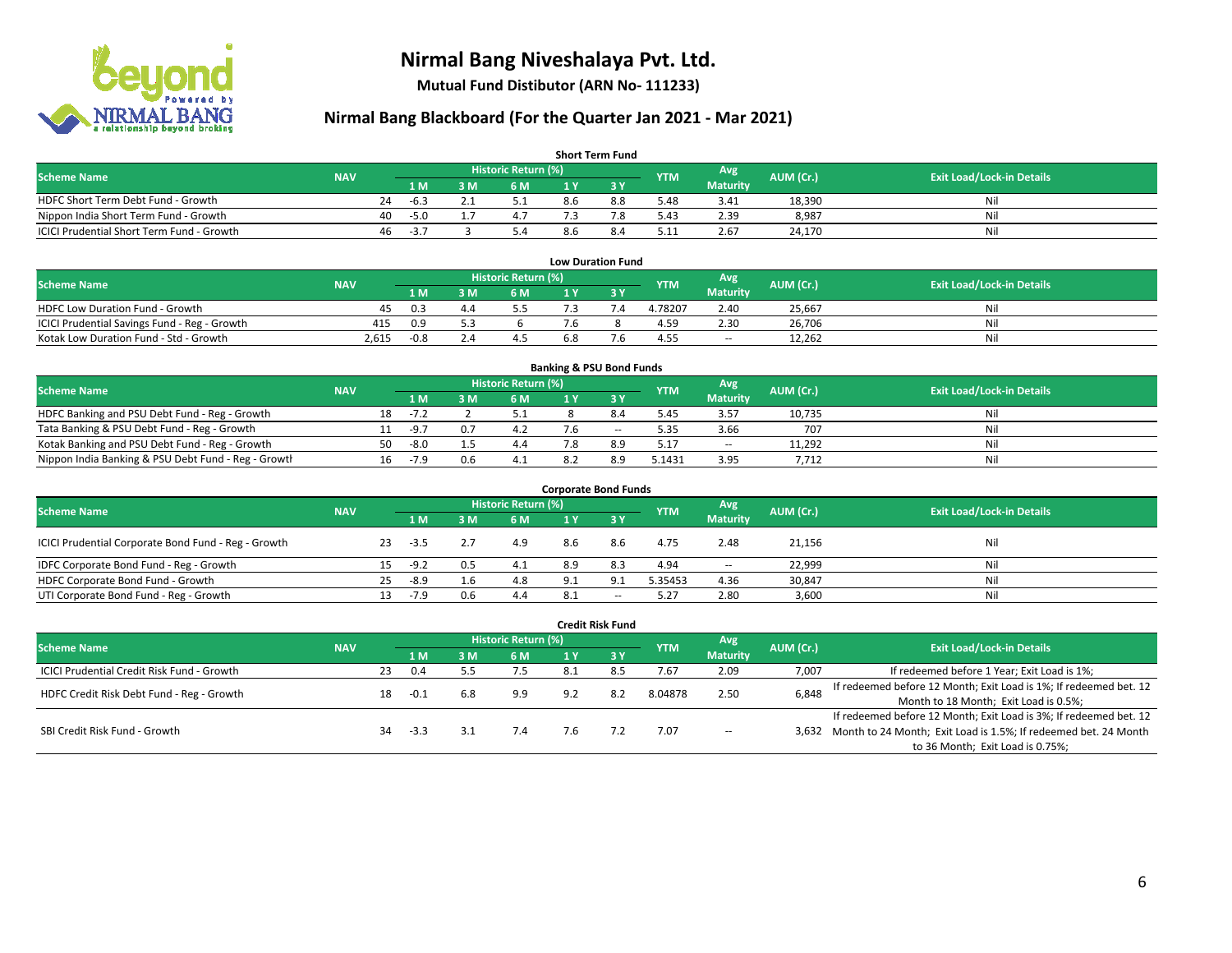# Nirmal Bang Niveshalaya Pvt. Ltd.

**Mutual Fund Distibutor (ARN No- 111233)**

## Nirmal Bang Blackboard (For the Quarter Jan 2021 - Mar 2021)

### Short Term Fund

| Scheme Name | NAV | Historic Return (%) | | | | | YTM | Avg Maturity | AUM (Cr.) | Exit Load/Lock-in Details |
|---|---|---|---|---|---|---|---|---|---|---|
| | | 1 M | 3 M | 6 M | 1 Y | 3 Y | | | | |
| HDFC Short Term Debt Fund - Growth | 24 | -6.3 | 2.1 | 5.1 | 8.6 | 8.8 | 5.48 | 3.41 | 18,390 | Nil |
| Nippon India Short Term Fund - Growth | 40 | -5.0 | 1.7 | 4.7 | 7.3 | 7.8 | 5.43 | 2.39 | 8,987 | Nil |
| ICICI Prudential Short Term Fund - Growth | 46 | -3.7 | 3 | 5.4 | 8.6 | 8.4 | 5.11 | 2.67 | 24,170 | Nil |

### Low Duration Fund

| Scheme Name | NAV | Historic Return (%) | | | | | YTM | Avg Maturity | AUM (Cr.) | Exit Load/Lock-in Details |
|---|---|---|---|---|---|---|---|---|---|---|
| | | 1 M | 3 M | 6 M | 1 Y | 3 Y | | | | |
| HDFC Low Duration Fund - Growth | 45 | 0.3 | 4.4 | 5.5 | 7.3 | 7.4 | 4.78207 | 2.40 | 25,667 | Nil |
| ICICI Prudential Savings Fund - Reg - Growth | 415 | 0.9 | 5.3 | 6 | 7.6 | 8 | 4.59 | 2.30 | 26,706 | Nil |
| Kotak Low Duration Fund - Std - Growth | 2,615 | -0.8 | 2.4 | 4.5 | 6.8 | 7.6 | 4.55 | -- | 12,262 | Nil |

### Banking & PSU Bond Funds

| Scheme Name | NAV | Historic Return (%) | | | | | YTM | Avg Maturity | AUM (Cr.) | Exit Load/Lock-in Details |
|---|---|---|---|---|---|---|---|---|---|---|
| | | 1 M | 3 M | 6 M | 1 Y | 3 Y | | | | |
| HDFC Banking and PSU Debt Fund - Reg - Growth | 18 | -7.2 | 2 | 5.1 | 8 | 8.4 | 5.45 | 3.57 | 10,735 | Nil |
| Tata Banking & PSU Debt Fund - Reg - Growth | 11 | -9.7 | 0.7 | 4.2 | 7.6 | -- | 5.35 | 3.66 | 707 | Nil |
| Kotak Banking and PSU Debt Fund - Reg - Growth | 50 | -8.0 | 1.5 | 4.4 | 7.8 | 8.9 | 5.17 | -- | 11,292 | Nil |
| Nippon India Banking & PSU Debt Fund - Reg - Growth | 16 | -7.9 | 0.6 | 4.1 | 8.2 | 8.9 | 5.1431 | 3.95 | 7,712 | Nil |

### Corporate Bond Funds

| Scheme Name | NAV | Historic Return (%) | | | | | YTM | Avg Maturity | AUM (Cr.) | Exit Load/Lock-in Details |
|---|---|---|---|---|---|---|---|---|---|---|
| | | 1 M | 3 M | 6 M | 1 Y | 3 Y | | | | |
| ICICI Prudential Corporate Bond Fund - Reg - Growth | 23 | -3.5 | 2.7 | 4.9 | 8.6 | 8.6 | 4.75 | 2.48 | 21,156 | Nil |
| IDFC Corporate Bond Fund - Reg - Growth | 15 | -9.2 | 0.5 | 4.1 | 8.9 | 8.3 | 4.94 | -- | 22,999 | Nil |
| HDFC Corporate Bond Fund - Growth | 25 | -8.9 | 1.6 | 4.8 | 9.1 | 9.1 | 5.35453 | 4.36 | 30,847 | Nil |
| UTI Corporate Bond Fund - Reg - Growth | 13 | -7.9 | 0.6 | 4.4 | 8.1 | -- | 5.27 | 2.80 | 3,600 | Nil |

### Credit Risk Fund

| Scheme Name | NAV | Historic Return (%) | | | | | YTM | Avg Maturity | AUM (Cr.) | Exit Load/Lock-in Details |
|---|---|---|---|---|---|---|---|---|---|---|
| | | 1 M | 3 M | 6 M | 1 Y | 3 Y | | | | |
| ICICI Prudential Credit Risk Fund - Growth | 23 | 0.4 | 5.5 | 7.5 | 8.1 | 8.5 | 7.67 | 2.09 | 7,007 | If redeemed before 1 Year; Exit Load is 1%; |
| HDFC Credit Risk Debt Fund - Reg - Growth | 18 | -0.1 | 6.8 | 9.9 | 9.2 | 8.2 | 8.04878 | 2.50 | 6,848 | If redeemed before 12 Month; Exit Load is 1%; If redeemed bet. 12 Month to 18 Month; Exit Load is 0.5%; |
| SBI Credit Risk Fund - Growth | 34 | -3.3 | 3.1 | 7.4 | 7.6 | 7.2 | 7.07 | -- | 3,632 | If redeemed before 12 Month; Exit Load is 3%; If redeemed bet. 12 Month to 24 Month; Exit Load is 1.5%; If redeemed bet. 24 Month to 36 Month; Exit Load is 0.75%; |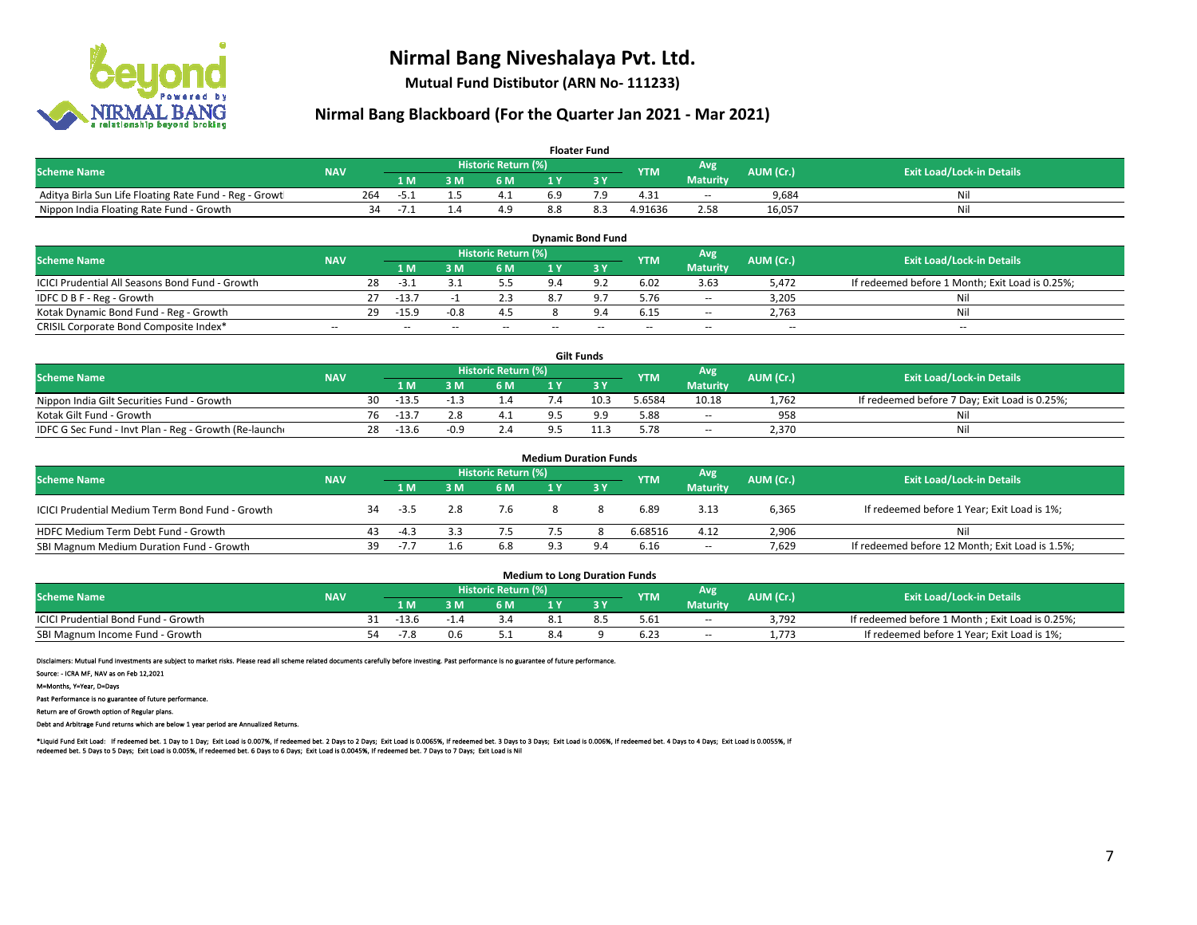# Nirmal Bang Niveshalaya Pvt. Ltd.

**Mutual Fund Distibutor (ARN No- 111233)**

## Nirmal Bang Blackboard (For the Quarter Jan 2021 - Mar 2021)

### Floater Fund

| Scheme Name | NAV | Historic Return (%) | | | | | YTM | Avg Maturity | AUM (Cr.) | Exit Load/Lock-in Details |
|---|---|---|---|---|---|---|---|---|---|---|
| | | 1 M | 3 M | 6 M | 1 Y | 3 Y | | | | |
| Aditya Birla Sun Life Floating Rate Fund - Reg - Growt | 264 | -5.1 | 1.5 | 4.1 | 6.9 | 7.9 | 4.31 | -- | 9,684 | Nil |
| Nippon India Floating Rate Fund - Growth | 34 | -7.1 | 1.4 | 4.9 | 8.8 | 8.3 | 4.91636 | 2.58 | 16,057 | Nil |

### Dynamic Bond Fund

| Scheme Name | NAV | Historic Return (%) | | | | | YTM | Avg Maturity | AUM (Cr.) | Exit Load/Lock-in Details |
|---|---|---|---|---|---|---|---|---|---|---|
| | | 1 M | 3 M | 6 M | 1 Y | 3 Y | | | | |
| ICICI Prudential All Seasons Bond Fund - Growth | 28 | -3.1 | 3.1 | 5.5 | 9.4 | 9.2 | 6.02 | 3.63 | 5,472 | If redeemed before 1 Month; Exit Load is 0.25%; |
| IDFC D B F - Reg - Growth | 27 | -13.7 | -1 | 2.3 | 8.7 | 9.7 | 5.76 | -- | 3,205 | Nil |
| Kotak Dynamic Bond Fund - Reg - Growth | 29 | -15.9 | -0.8 | 4.5 | 8 | 9.4 | 6.15 | -- | 2,763 | Nil |
| CRISIL Corporate Bond Composite Index* | -- | -- | -- | -- | -- | -- | -- | -- | -- | -- |

### Gilt Funds

| Scheme Name | NAV | Historic Return (%) | | | | | YTM | Avg Maturity | AUM (Cr.) | Exit Load/Lock-in Details |
|---|---|---|---|---|---|---|---|---|---|---|
| | | 1 M | 3 M | 6 M | 1 Y | 3 Y | | | | |
| Nippon India Gilt Securities Fund - Growth | 30 | -13.5 | -1.3 | 1.4 | 7.4 | 10.3 | 5.6584 | 10.18 | 1,762 | If redeemed before 7 Day; Exit Load is 0.25%; |
| Kotak Gilt Fund - Growth | 76 | -13.7 | 2.8 | 4.1 | 9.5 | 9.9 | 5.88 | -- | 958 | Nil |
| IDFC G Sec Fund - Invt Plan - Reg - Growth (Re-launch | 28 | -13.6 | -0.9 | 2.4 | 9.5 | 11.3 | 5.78 | -- | 2,370 | Nil |

### Medium Duration Funds

| Scheme Name | NAV | Historic Return (%) | | | | | YTM | Avg Maturity | AUM (Cr.) | Exit Load/Lock-in Details |
|---|---|---|---|---|---|---|---|---|---|---|
| | | 1 M | 3 M | 6 M | 1 Y | 3 Y | | | | |
| ICICI Prudential Medium Term Bond Fund - Growth | 34 | -3.5 | 2.8 | 7.6 | 8 | 8 | 6.89 | 3.13 | 6,365 | If redeemed before 1 Year; Exit Load is 1%; |
| HDFC Medium Term Debt Fund - Growth | 43 | -4.3 | 3.3 | 7.5 | 7.5 | 8 | 6.68516 | 4.12 | 2,906 | Nil |
| SBI Magnum Medium Duration Fund - Growth | 39 | -7.7 | 1.6 | 6.8 | 9.3 | 9.4 | 6.16 | -- | 7,629 | If redeemed before 12 Month; Exit Load is 1.5%; |

### Medium to Long Duration Funds

| Scheme Name | NAV | Historic Return (%) | | | | | YTM | Avg Maturity | AUM (Cr.) | Exit Load/Lock-in Details |
|---|---|---|---|---|---|---|---|---|---|---|
| | | 1 M | 3 M | 6 M | 1 Y | 3 Y | | | | |
| ICICI Prudential Bond Fund - Growth | 31 | -13.6 | -1.4 | 3.4 | 8.1 | 8.5 | 5.61 | -- | 3,792 | If redeemed before 1 Month ; Exit Load is 0.25%; |
| SBI Magnum Income Fund - Growth | 54 | -7.8 | 0.6 | 5.1 | 8.4 | 9 | 6.23 | -- | 1,773 | If redeemed before 1 Year; Exit Load is 1%; |

Disclaimers: Mutual Fund investments are subject to market risks. Please read all scheme related documents carefully before investing. Past performance is no guarantee of future performance.

Source: - ICRA MF, NAV as on Feb 12,2021

M=Months, Y=Year, D=Days

Past Performance is no guarantee of future performance.

Return are of Growth option of Regular plans.

Debt and Arbitrage Fund returns which are below 1 year period are Annualized Returns.

*Liquid Fund Exit Load: If redeemed bet. 1 Day to 1 Day; Exit Load is 0.007%, If redeemed bet. 2 Days to 2 Days; Exit Load is 0.0065%, If redeemed bet. 3 Days to 3 Days; Exit Load is 0.006%, If redeemed bet. 4 Days to 4 Days; Exit Load is 0.0055%, If redeemed bet. 5 Days to 5 Days; Exit Load is 0.005%, If redeemed bet. 6 Days to 6 Days; Exit Load is 0.0045%, If redeemed bet. 7 Days to 7 Days; Exit Load is Nil